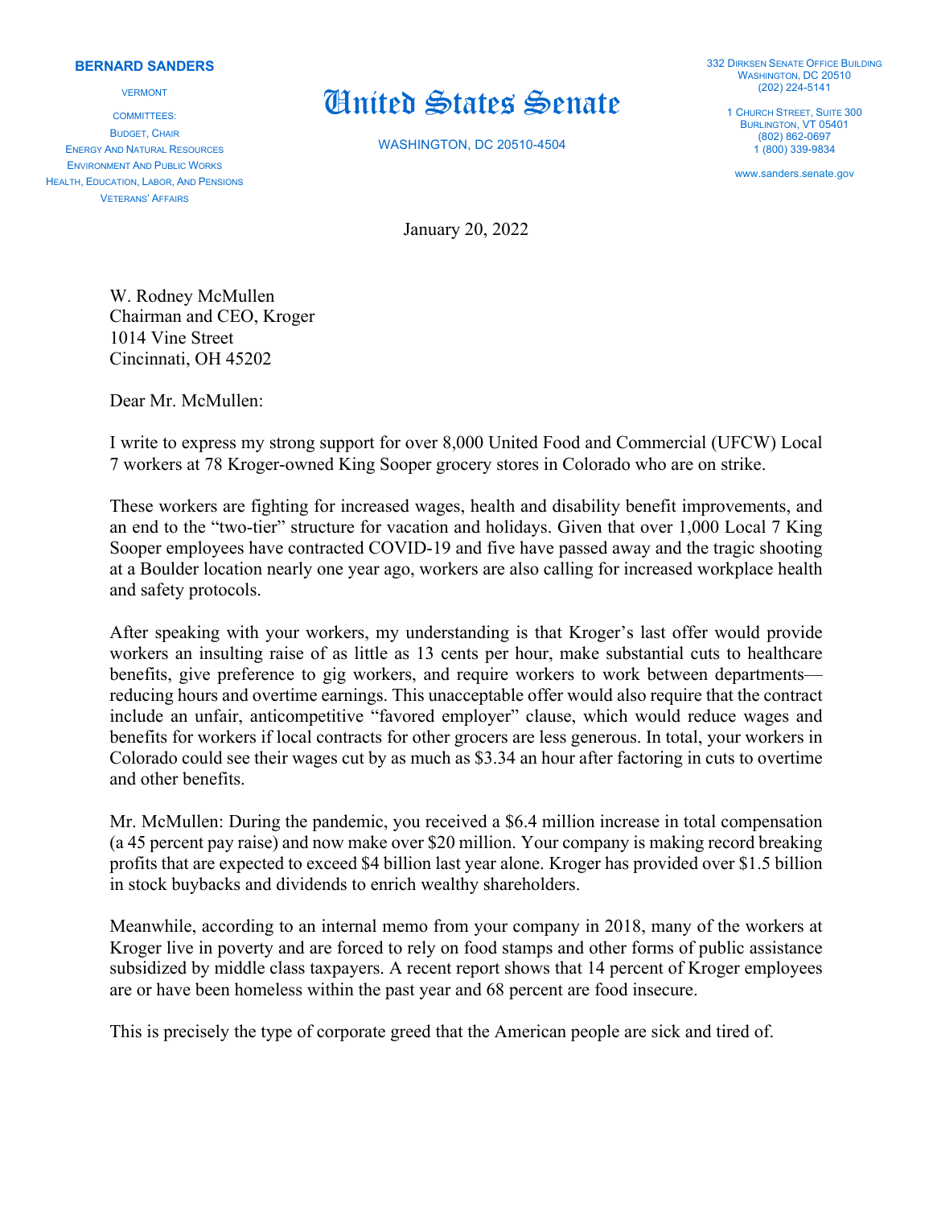**BERNARD SANDERS**

VERMONT

COMMITTEES:
BUDGET, CHAIR
ENERGY AND NATURAL RESOURCES
ENVIRONMENT AND PUBLIC WORKS
HEALTH, EDUCATION, LABOR, AND PENSIONS
VETERANS' AFFAIRS

# United States Senate

WASHINGTON, DC 20510-4504

332 DIRKSEN SENATE OFFICE BUILDING
WASHINGTON, DC 20510
(202) 224-5141

1 CHURCH STREET, SUITE 300
BURLINGTON, VT 05401
(802) 862-0697
1 (800) 339-9834

www.sanders.senate.gov

January 20, 2022

W. Rodney McMullen
Chairman and CEO, Kroger
1014 Vine Street
Cincinnati, OH 45202

Dear Mr. McMullen:

I write to express my strong support for over 8,000 United Food and Commercial (UFCW) Local 7 workers at 78 Kroger-owned King Sooper grocery stores in Colorado who are on strike.

These workers are fighting for increased wages, health and disability benefit improvements, and an end to the "two-tier" structure for vacation and holidays. Given that over 1,000 Local 7 King Sooper employees have contracted COVID-19 and five have passed away and the tragic shooting at a Boulder location nearly one year ago, workers are also calling for increased workplace health and safety protocols.

After speaking with your workers, my understanding is that Kroger's last offer would provide workers an insulting raise of as little as 13 cents per hour, make substantial cuts to healthcare benefits, give preference to gig workers, and require workers to work between departments—reducing hours and overtime earnings. This unacceptable offer would also require that the contract include an unfair, anticompetitive "favored employer" clause, which would reduce wages and benefits for workers if local contracts for other grocers are less generous. In total, your workers in Colorado could see their wages cut by as much as $3.34 an hour after factoring in cuts to overtime and other benefits.

Mr. McMullen: During the pandemic, you received a $6.4 million increase in total compensation (a 45 percent pay raise) and now make over $20 million. Your company is making record breaking profits that are expected to exceed $4 billion last year alone. Kroger has provided over $1.5 billion in stock buybacks and dividends to enrich wealthy shareholders.

Meanwhile, according to an internal memo from your company in 2018, many of the workers at Kroger live in poverty and are forced to rely on food stamps and other forms of public assistance subsidized by middle class taxpayers. A recent report shows that 14 percent of Kroger employees are or have been homeless within the past year and 68 percent are food insecure.

This is precisely the type of corporate greed that the American people are sick and tired of.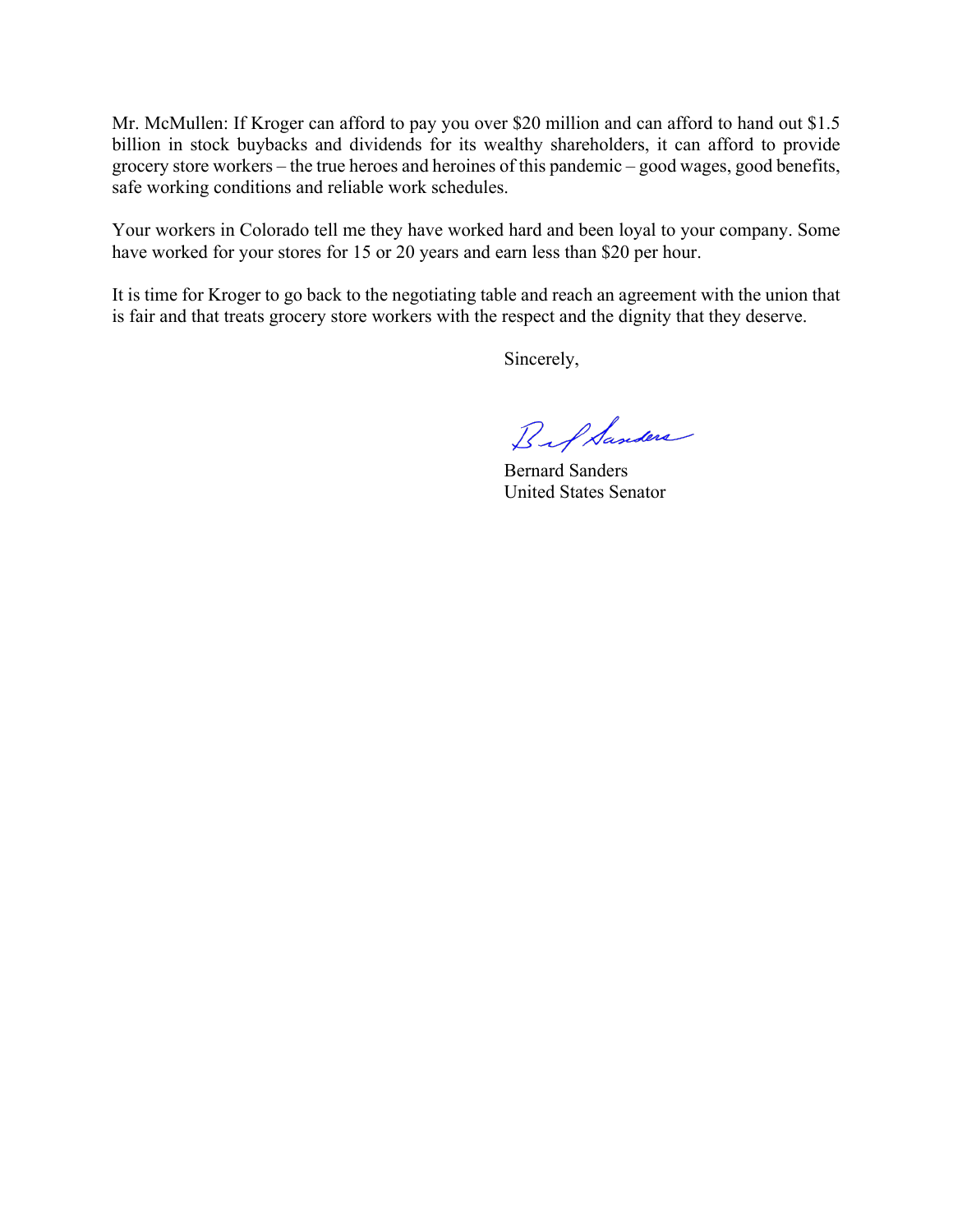Mr. McMullen: If Kroger can afford to pay you over $20 million and can afford to hand out $1.5 billion in stock buybacks and dividends for its wealthy shareholders, it can afford to provide grocery store workers – the true heroes and heroines of this pandemic – good wages, good benefits, safe working conditions and reliable work schedules.

Your workers in Colorado tell me they have worked hard and been loyal to your company. Some have worked for your stores for 15 or 20 years and earn less than $20 per hour.

It is time for Kroger to go back to the negotiating table and reach an agreement with the union that is fair and that treats grocery store workers with the respect and the dignity that they deserve.

Sincerely,

Bernard Sanders
United States Senator